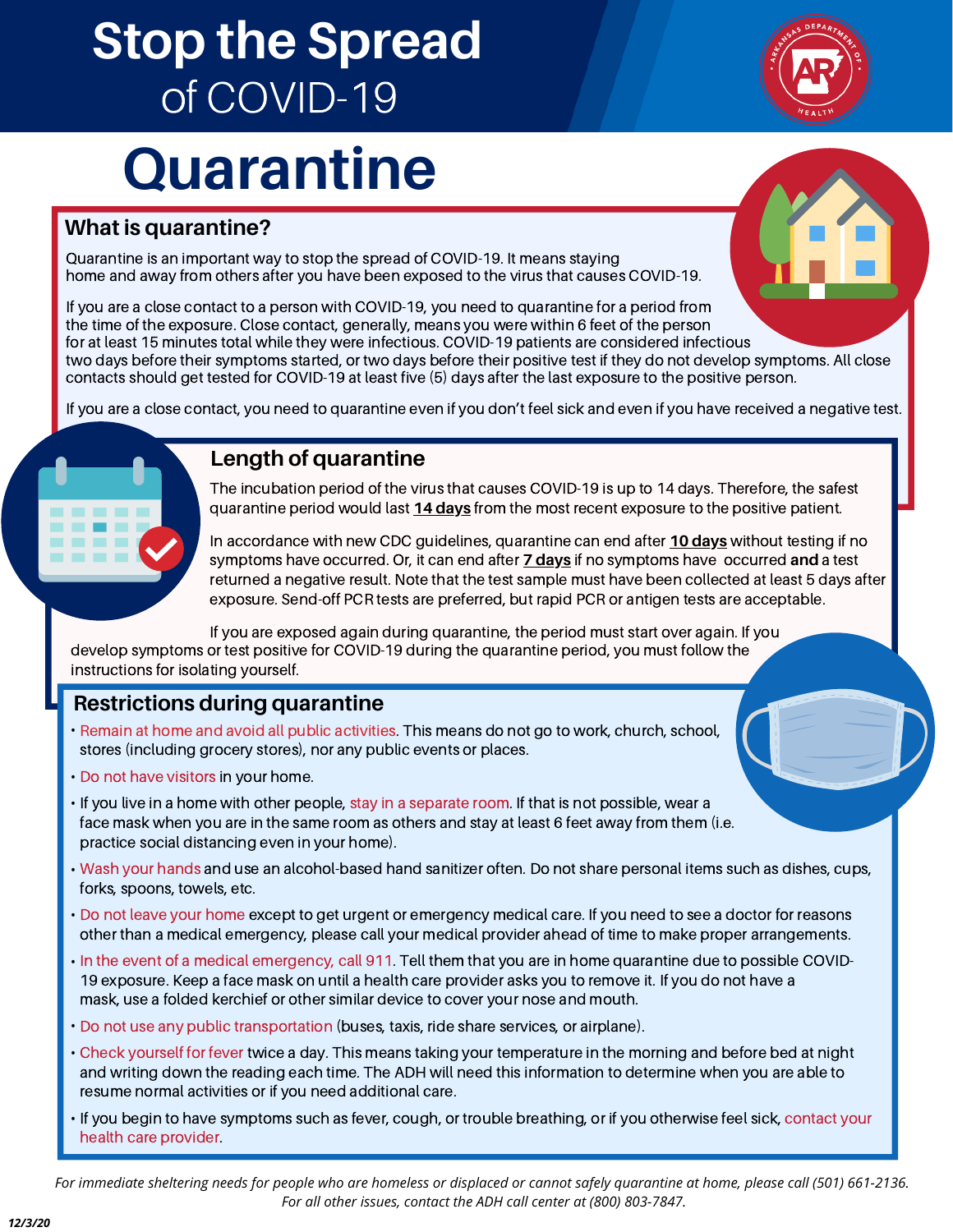# Stop the Spread of COVID-19

# Quarantine

## What is quarantine?

Quarantine is an important way to stop the spread of COVID-19. It means staying home and away from others after you have been exposed to the virus that causes COVID-19.

If you are a close contact to a person with COVID-19, you need to quarantine for a period from the time of the exposure. Close contact, generally, means you were within 6 feet of the person for at least 15 minutes total while they were infectious. COVID-19 patients are considered infectious two days before their symptoms started, or two days before their positive test if they do not develop symptoms. All close contacts should get tested for COVID-19 at least five (5) days after the last exposure to the positive person.

If you are a close contact, you need to quarantine even if you don't feel sick and even if you have received a negative test.

## Length of quarantine

The incubation period of the virus that causes COVID-19 is up to 14 days. Therefore, the safest quarantine period would last **14 days** from the most recent exposure to the positive patient.

In accordance with new CDC guidelines, quarantine can end after **10 days** without testing if no symptoms have occurred. Or, it can end after **7 days** if no symptoms have occurred **and** a test returned a negative result. Note that the test sample must have been collected at least 5 days after exposure. Send-off PCR tests are preferred, but rapid PCR or antigen tests are acceptable.

If you are exposed again during quarantine, the period must start over again. If you develop symptoms or test positive for COVID-19 during the quarantine period, you must follow the instructions for isolating yourself.

## Restrictions during quarantine

- Remain at home and avoid all public activities. This means do not go to work, church, school, stores (including grocery stores), nor any public events or places.
- Do not have visitors in your home.
- If you live in a home with other people, stay in a separate room. If that is not possible, wear a face mask when you are in the same room as others and stay at least 6 feet away from them (i.e. practice social distancing even in your home).
- Wash your hands and use an alcohol-based hand sanitizer often. Do not share personal items such as dishes, cups, forks, spoons, towels, etc.
- Do not leave your home except to get urgent or emergency medical care. If you need to see a doctor for reasons other than a medical emergency, please call your medical provider ahead of time to make proper arrangements.
- In the event of a medical emergency, call 911. Tell them that you are in home quarantine due to possible COVID-19 exposure. Keep a face mask on until a health care provider asks you to remove it. If you do not have a mask, use a folded kerchief or other similar device to cover your nose and mouth.
- Do not use any public transportation (buses, taxis, ride share services, or airplane).
- Check yourself for fever twice a day. This means taking your temperature in the morning and before bed at night and writing down the reading each time. The ADH will need this information to determine when you are able to resume normal activities or if you need additional care.
- If you begin to have symptoms such as fever, cough, or trouble breathing, or if you otherwise feel sick, contact your health care provider.

*For immediate sheltering needs for people who are homeless or displaced or cannot safely quarantine at home, please call (501) 661-2136. For all other issues, contact the ADH call center at (800) 803-7847.*

*12/3/20*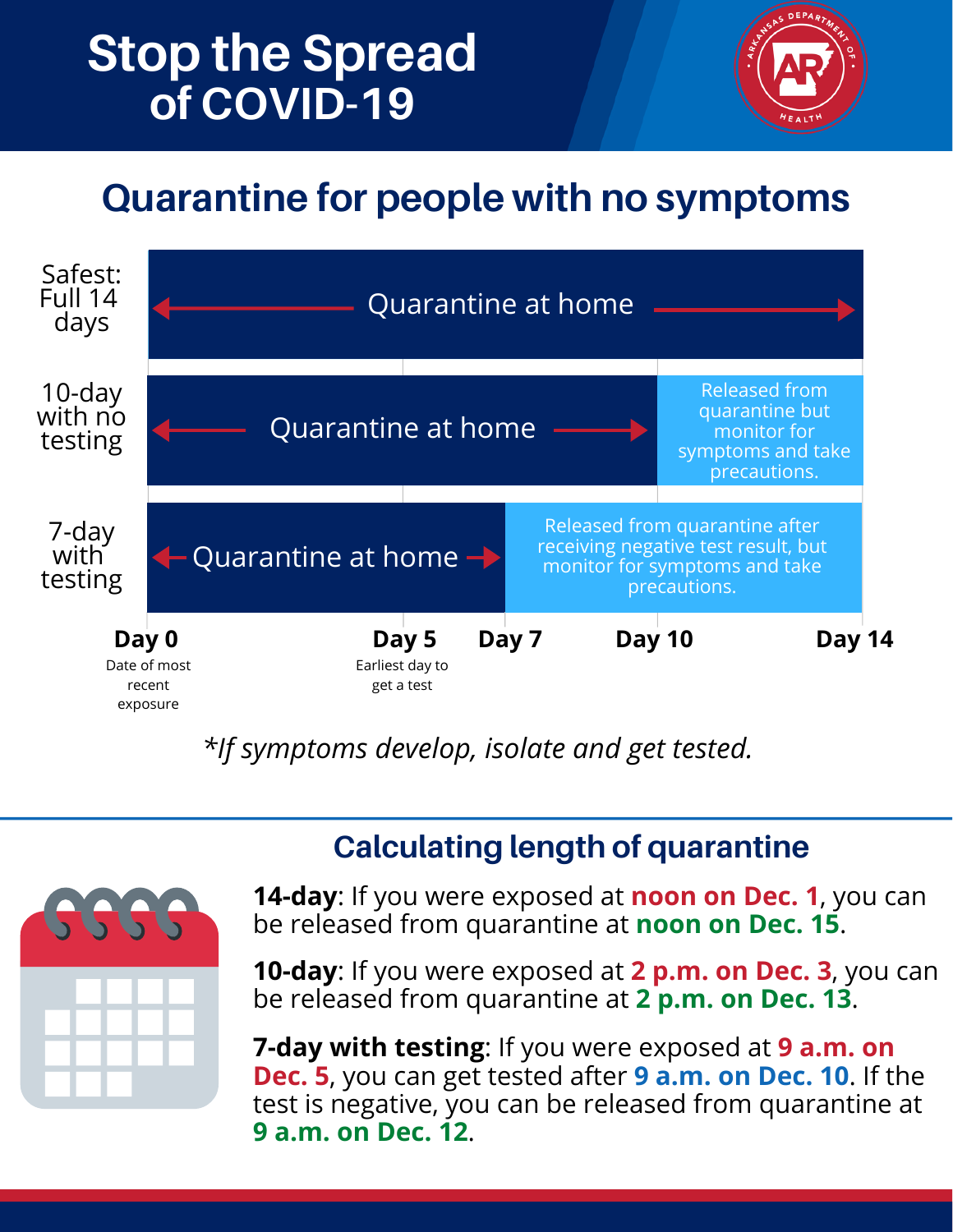# Stop the Spread of COVID-19

## Quarantine for people with no symptoms

Safest: Full 14 days — Quarantine at home

10-day with no testing — Quarantine at home — Released from quarantine but monitor for symptoms and take precautions.

7-day with testing — Quarantine at home — Released from quarantine after receiving negative test result, but monitor for symptoms and take precautions.

**Day 0** Date of most recent exposure

**Day 5** Earliest day to get a test

**Day 7**

**Day 10**

**Day 14**

*\*If symptoms develop, isolate and get tested.*

## Calculating length of quarantine

**14-day**: If you were exposed at **noon on Dec. 1**, you can be released from quarantine at **noon on Dec. 15**.

**10-day**: If you were exposed at **2 p.m. on Dec. 3**, you can be released from quarantine at **2 p.m. on Dec. 13**.

**7-day with testing**: If you were exposed at **9 a.m. on Dec. 5**, you can get tested after **9 a.m. on Dec. 10**. If the test is negative, you can be released from quarantine at **9 a.m. on Dec. 12**.